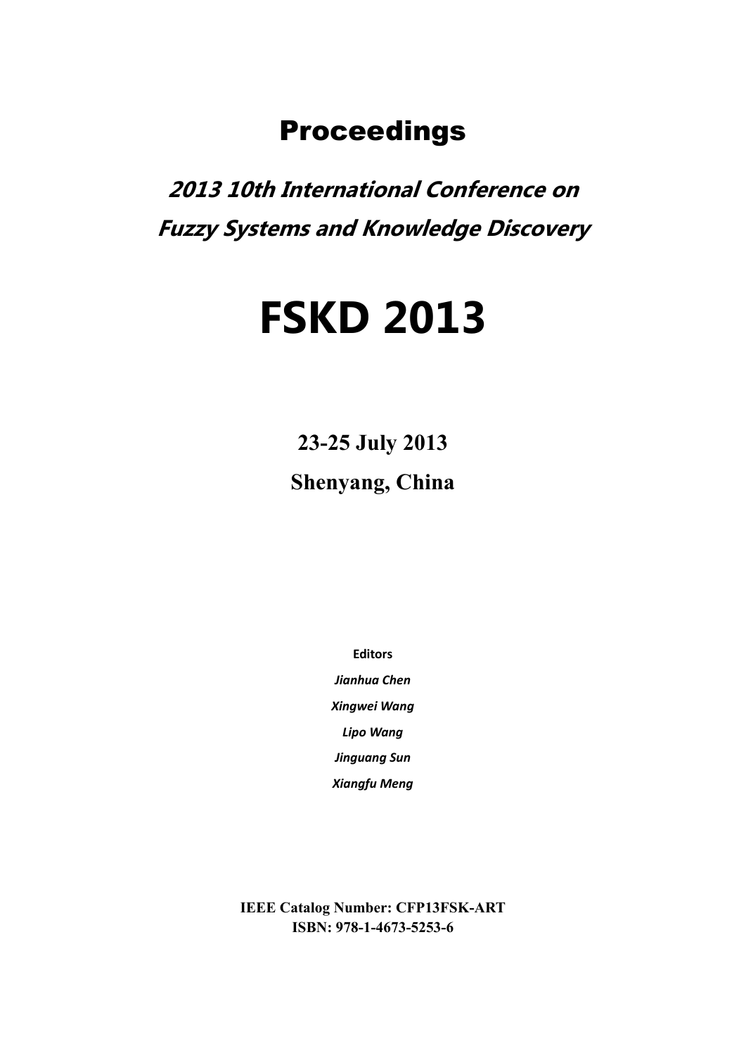# Proceedings

## *2013 10th International Conference on Fuzzy Systems and Knowledge Discovery*

# FSKD 2013

**23-25 July 2013**

**Shenyang, China**

**Editors**

*Jianhua Chen*

*Xingwei Wang*

*Lipo Wang*

*Jinguang Sun*

*Xiangfu Meng*

**IEEE Catalog Number: CFP13FSK-ART**
**ISBN: 978-1-4673-5253-6**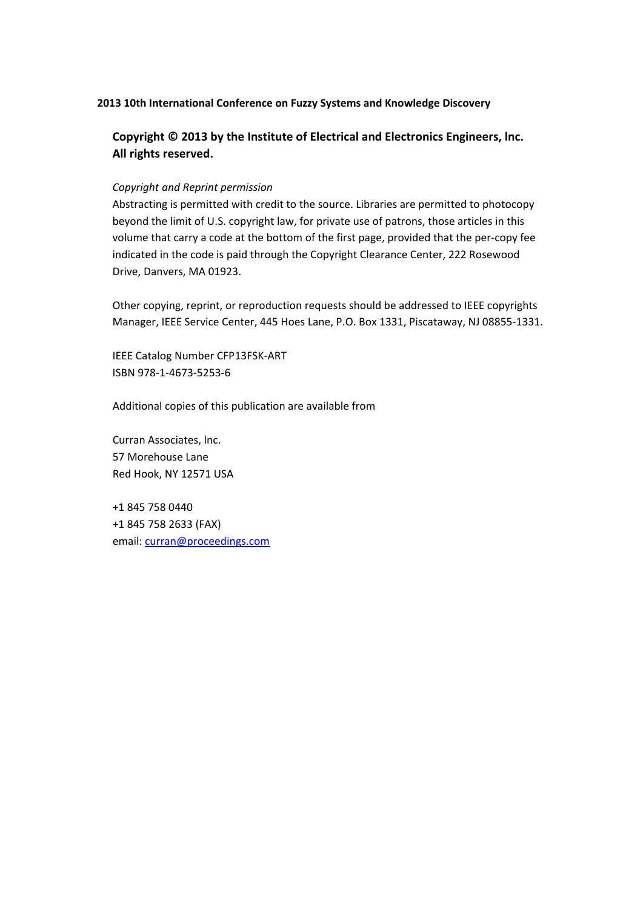**2013 10th International Conference on Fuzzy Systems and Knowledge Discovery**

**Copyright © 2013 by the Institute of Electrical and Electronics Engineers, lnc.**
**All rights reserved.**

*Copyright and Reprint permission*
Abstracting is permitted with credit to the source. Libraries are permitted to photocopy beyond the limit of U.S. copyright law, for private use of patrons, those articles in this volume that carry a code at the bottom of the first page, provided that the per-copy fee indicated in the code is paid through the Copyright Clearance Center, 222 Rosewood Drive, Danvers, MA 01923.

Other copying, reprint, or reproduction requests should be addressed to IEEE copyrights Manager, IEEE Service Center, 445 Hoes Lane, P.O. Box 1331, Piscataway, NJ 08855-1331.

IEEE Catalog Number CFP13FSK-ART
ISBN 978-1-4673-5253-6

Additional copies of this publication are available from

Curran Associates, lnc.
57 Morehouse Lane
Red Hook, NY 12571 USA

+1 845 758 0440
+1 845 758 2633 (FAX)
email: curran@proceedings.com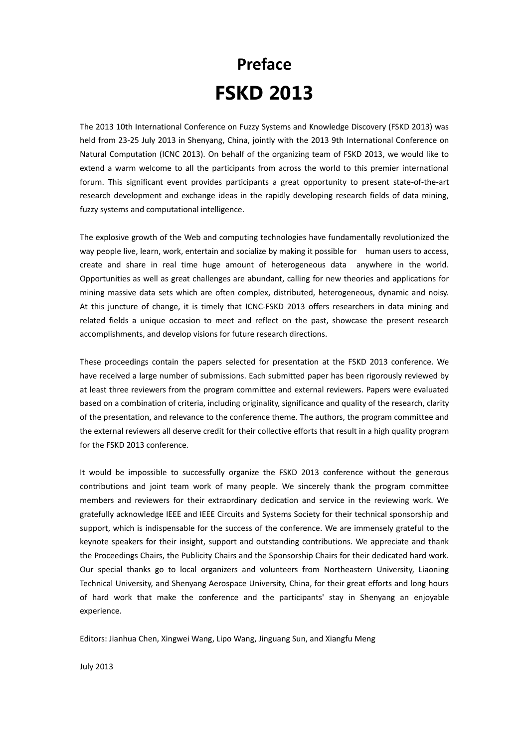# Preface

# FSKD 2013

The 2013 10th International Conference on Fuzzy Systems and Knowledge Discovery (FSKD 2013) was held from 23-25 July 2013 in Shenyang, China, jointly with the 2013 9th International Conference on Natural Computation (ICNC 2013). On behalf of the organizing team of FSKD 2013, we would like to extend a warm welcome to all the participants from across the world to this premier international forum. This significant event provides participants a great opportunity to present state-of-the-art research development and exchange ideas in the rapidly developing research fields of data mining, fuzzy systems and computational intelligence.

The explosive growth of the Web and computing technologies have fundamentally revolutionized the way people live, learn, work, entertain and socialize by making it possible for human users to access, create and share in real time huge amount of heterogeneous data anywhere in the world. Opportunities as well as great challenges are abundant, calling for new theories and applications for mining massive data sets which are often complex, distributed, heterogeneous, dynamic and noisy. At this juncture of change, it is timely that ICNC-FSKD 2013 offers researchers in data mining and related fields a unique occasion to meet and reflect on the past, showcase the present research accomplishments, and develop visions for future research directions.

These proceedings contain the papers selected for presentation at the FSKD 2013 conference. We have received a large number of submissions. Each submitted paper has been rigorously reviewed by at least three reviewers from the program committee and external reviewers. Papers were evaluated based on a combination of criteria, including originality, significance and quality of the research, clarity of the presentation, and relevance to the conference theme. The authors, the program committee and the external reviewers all deserve credit for their collective efforts that result in a high quality program for the FSKD 2013 conference.

It would be impossible to successfully organize the FSKD 2013 conference without the generous contributions and joint team work of many people. We sincerely thank the program committee members and reviewers for their extraordinary dedication and service in the reviewing work. We gratefully acknowledge IEEE and IEEE Circuits and Systems Society for their technical sponsorship and support, which is indispensable for the success of the conference. We are immensely grateful to the keynote speakers for their insight, support and outstanding contributions. We appreciate and thank the Proceedings Chairs, the Publicity Chairs and the Sponsorship Chairs for their dedicated hard work. Our special thanks go to local organizers and volunteers from Northeastern University, Liaoning Technical University, and Shenyang Aerospace University, China, for their great efforts and long hours of hard work that make the conference and the participants' stay in Shenyang an enjoyable experience.

Editors: Jianhua Chen, Xingwei Wang, Lipo Wang, Jinguang Sun, and Xiangfu Meng

July 2013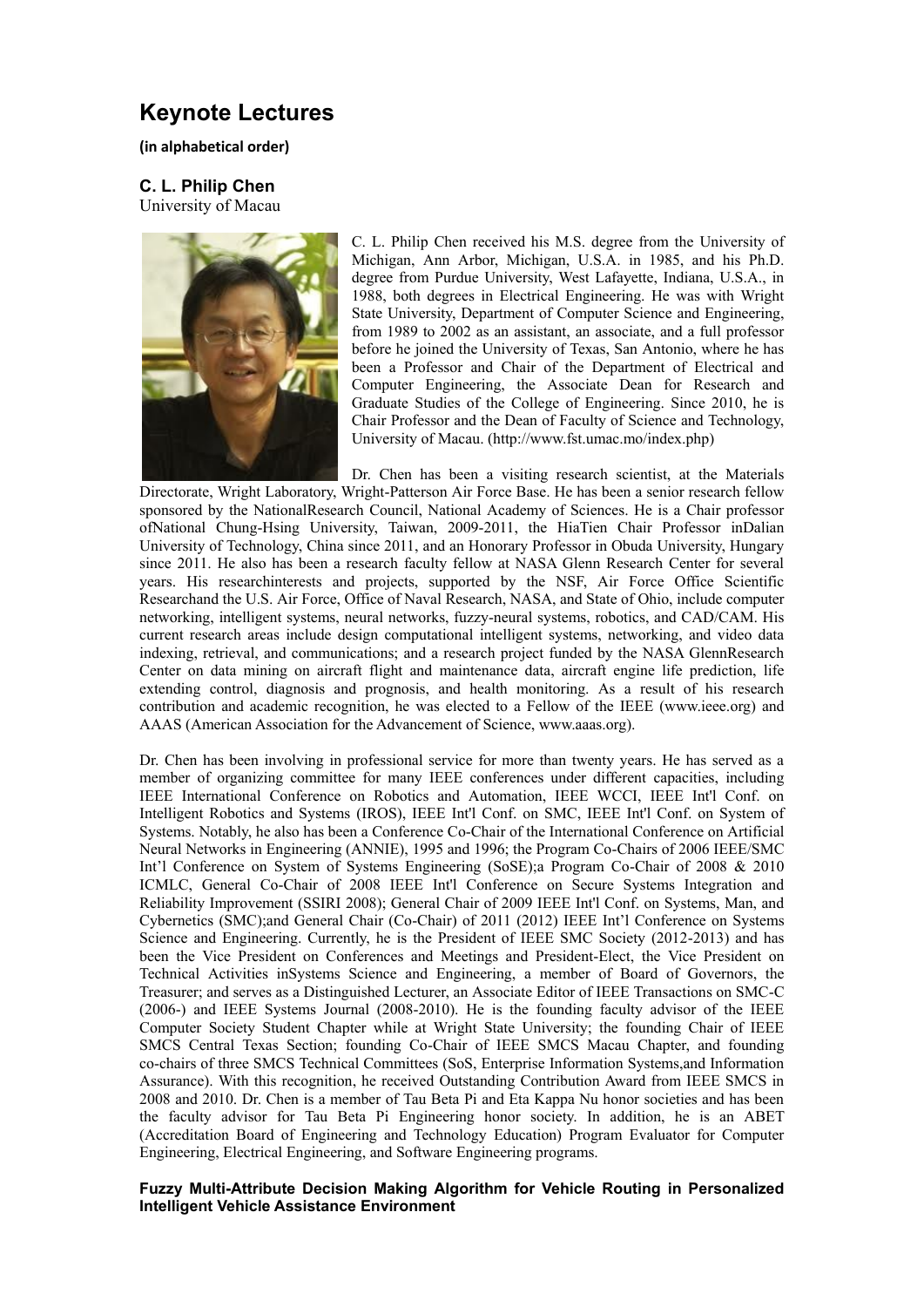# Keynote Lectures

**(in alphabetical order)**

### C. L. Philip Chen

University of Macau

C. L. Philip Chen received his M.S. degree from the University of Michigan, Ann Arbor, Michigan, U.S.A. in 1985, and his Ph.D. degree from Purdue University, West Lafayette, Indiana, U.S.A., in 1988, both degrees in Electrical Engineering. He was with Wright State University, Department of Computer Science and Engineering, from 1989 to 2002 as an assistant, an associate, and a full professor before he joined the University of Texas, San Antonio, where he has been a Professor and Chair of the Department of Electrical and Computer Engineering, the Associate Dean for Research and Graduate Studies of the College of Engineering. Since 2010, he is Chair Professor and the Dean of Faculty of Science and Technology, University of Macau. (http://www.fst.umac.mo/index.php)

Dr. Chen has been a visiting research scientist, at the Materials Directorate, Wright Laboratory, Wright-Patterson Air Force Base. He has been a senior research fellow sponsored by the NationalResearch Council, National Academy of Sciences. He is a Chair professor ofNational Chung-Hsing University, Taiwan, 2009-2011, the HiaTien Chair Professor inDalian University of Technology, China since 2011, and an Honorary Professor in Obuda University, Hungary since 2011. He also has been a research faculty fellow at NASA Glenn Research Center for several years. His researchinterests and projects, supported by the NSF, Air Force Office Scientific Researchand the U.S. Air Force, Office of Naval Research, NASA, and State of Ohio, include computer networking, intelligent systems, neural networks, fuzzy-neural systems, robotics, and CAD/CAM. His current research areas include design computational intelligent systems, networking, and video data indexing, retrieval, and communications; and a research project funded by the NASA GlennResearch Center on data mining on aircraft flight and maintenance data, aircraft engine life prediction, life extending control, diagnosis and prognosis, and health monitoring. As a result of his research contribution and academic recognition, he was elected to a Fellow of the IEEE (www.ieee.org) and AAAS (American Association for the Advancement of Science, www.aaas.org).

Dr. Chen has been involving in professional service for more than twenty years. He has served as a member of organizing committee for many IEEE conferences under different capacities, including IEEE International Conference on Robotics and Automation, IEEE WCCI, IEEE Int'l Conf. on Intelligent Robotics and Systems (IROS), IEEE Int'l Conf. on SMC, IEEE Int'l Conf. on System of Systems. Notably, he also has been a Conference Co-Chair of the International Conference on Artificial Neural Networks in Engineering (ANNIE), 1995 and 1996; the Program Co-Chairs of 2006 IEEE/SMC Int'l Conference on System of Systems Engineering (SoSE);a Program Co-Chair of 2008 & 2010 ICMLC, General Co-Chair of 2008 IEEE Int'l Conference on Secure Systems Integration and Reliability Improvement (SSIRI 2008); General Chair of 2009 IEEE Int'l Conf. on Systems, Man, and Cybernetics (SMC);and General Chair (Co-Chair) of 2011 (2012) IEEE Int'l Conference on Systems Science and Engineering. Currently, he is the President of IEEE SMC Society (2012-2013) and has been the Vice President on Conferences and Meetings and President-Elect, the Vice President on Technical Activities inSystems Science and Engineering, a member of Board of Governors, the Treasurer; and serves as a Distinguished Lecturer, an Associate Editor of IEEE Transactions on SMC-C (2006-) and IEEE Systems Journal (2008-2010). He is the founding faculty advisor of the IEEE Computer Society Student Chapter while at Wright State University; the founding Chair of IEEE SMCS Central Texas Section; founding Co-Chair of IEEE SMCS Macau Chapter, and founding co-chairs of three SMCS Technical Committees (SoS, Enterprise Information Systems,and Information Assurance). With this recognition, he received Outstanding Contribution Award from IEEE SMCS in 2008 and 2010. Dr. Chen is a member of Tau Beta Pi and Eta Kappa Nu honor societies and has been the faculty advisor for Tau Beta Pi Engineering honor society. In addition, he is an ABET (Accreditation Board of Engineering and Technology Education) Program Evaluator for Computer Engineering, Electrical Engineering, and Software Engineering programs.

**Fuzzy Multi-Attribute Decision Making Algorithm for Vehicle Routing in Personalized Intelligent Vehicle Assistance Environment**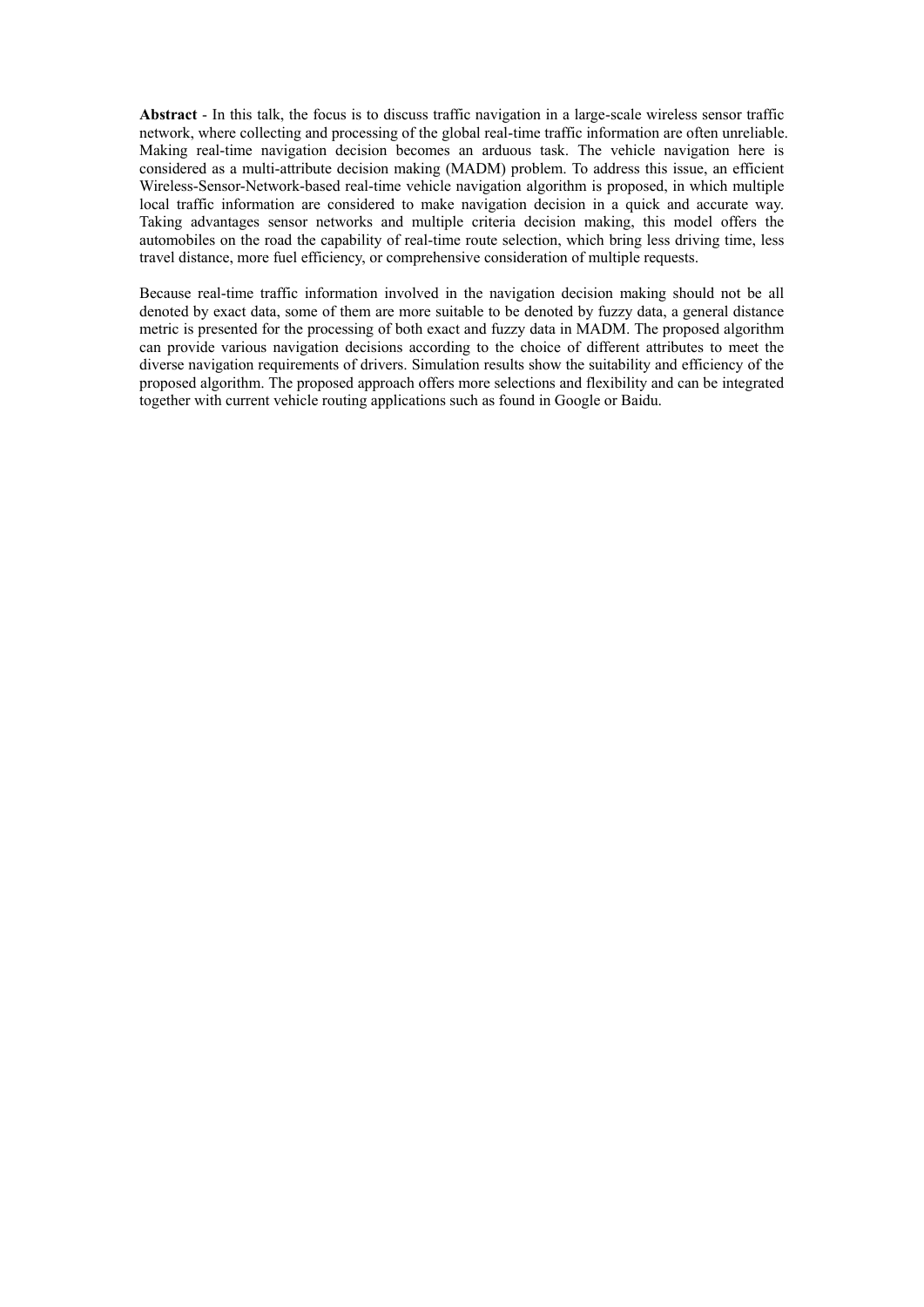**Abstract** - In this talk, the focus is to discuss traffic navigation in a large-scale wireless sensor traffic network, where collecting and processing of the global real-time traffic information are often unreliable. Making real-time navigation decision becomes an arduous task. The vehicle navigation here is considered as a multi-attribute decision making (MADM) problem. To address this issue, an efficient Wireless-Sensor-Network-based real-time vehicle navigation algorithm is proposed, in which multiple local traffic information are considered to make navigation decision in a quick and accurate way. Taking advantages sensor networks and multiple criteria decision making, this model offers the automobiles on the road the capability of real-time route selection, which bring less driving time, less travel distance, more fuel efficiency, or comprehensive consideration of multiple requests.

Because real-time traffic information involved in the navigation decision making should not be all denoted by exact data, some of them are more suitable to be denoted by fuzzy data, a general distance metric is presented for the processing of both exact and fuzzy data in MADM. The proposed algorithm can provide various navigation decisions according to the choice of different attributes to meet the diverse navigation requirements of drivers. Simulation results show the suitability and efficiency of the proposed algorithm. The proposed approach offers more selections and flexibility and can be integrated together with current vehicle routing applications such as found in Google or Baidu.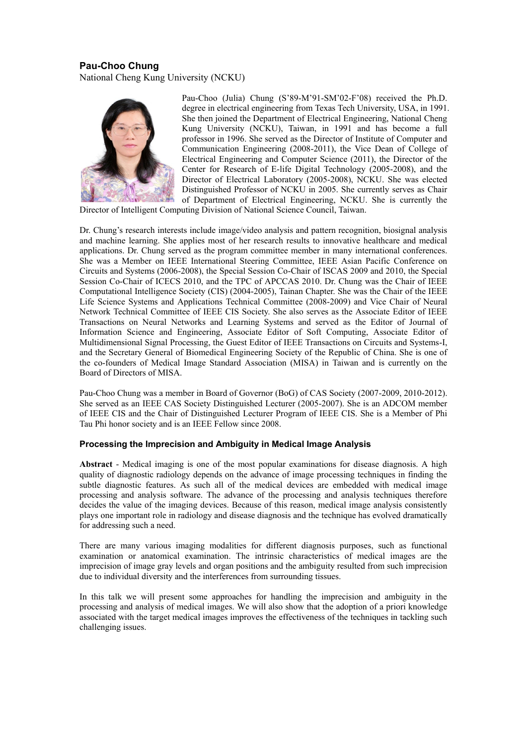**Pau-Choo Chung**

National Cheng Kung University (NCKU)

Pau-Choo (Julia) Chung (S'89-M'91-SM'02-F'08) received the Ph.D. degree in electrical engineering from Texas Tech University, USA, in 1991. She then joined the Department of Electrical Engineering, National Cheng Kung University (NCKU), Taiwan, in 1991 and has become a full professor in 1996. She served as the Director of Institute of Computer and Communication Engineering (2008-2011), the Vice Dean of College of Electrical Engineering and Computer Science (2011), the Director of the Center for Research of E-life Digital Technology (2005-2008), and the Director of Electrical Laboratory (2005-2008), NCKU. She was elected Distinguished Professor of NCKU in 2005. She currently serves as Chair of Department of Electrical Engineering, NCKU. She is currently the Director of Intelligent Computing Division of National Science Council, Taiwan.

Dr. Chung's research interests include image/video analysis and pattern recognition, biosignal analysis and machine learning. She applies most of her research results to innovative healthcare and medical applications. Dr. Chung served as the program committee member in many international conferences. She was a Member on IEEE International Steering Committee, IEEE Asian Pacific Conference on Circuits and Systems (2006-2008), the Special Session Co-Chair of ISCAS 2009 and 2010, the Special Session Co-Chair of ICECS 2010, and the TPC of APCCAS 2010. Dr. Chung was the Chair of IEEE Computational Intelligence Society (CIS) (2004-2005), Tainan Chapter. She was the Chair of the IEEE Life Science Systems and Applications Technical Committee (2008-2009) and Vice Chair of Neural Network Technical Committee of IEEE CIS Society. She also serves as the Associate Editor of IEEE Transactions on Neural Networks and Learning Systems and served as the Editor of Journal of Information Science and Engineering, Associate Editor of Soft Computing, Associate Editor of Multidimensional Signal Processing, the Guest Editor of IEEE Transactions on Circuits and Systems-I, and the Secretary General of Biomedical Engineering Society of the Republic of China. She is one of the co-founders of Medical Image Standard Association (MISA) in Taiwan and is currently on the Board of Directors of MISA.

Pau-Choo Chung was a member in Board of Governor (BoG) of CAS Society (2007-2009, 2010-2012). She served as an IEEE CAS Society Distinguished Lecturer (2005-2007). She is an ADCOM member of IEEE CIS and the Chair of Distinguished Lecturer Program of IEEE CIS. She is a Member of Phi Tau Phi honor society and is an IEEE Fellow since 2008.

### Processing the Imprecision and Ambiguity in Medical Image Analysis

**Abstract** - Medical imaging is one of the most popular examinations for disease diagnosis. A high quality of diagnostic radiology depends on the advance of image processing techniques in finding the subtle diagnostic features. As such all of the medical devices are embedded with medical image processing and analysis software. The advance of the processing and analysis techniques therefore decides the value of the imaging devices. Because of this reason, medical image analysis consistently plays one important role in radiology and disease diagnosis and the technique has evolved dramatically for addressing such a need.

There are many various imaging modalities for different diagnosis purposes, such as functional examination or anatomical examination. The intrinsic characteristics of medical images are the imprecision of image gray levels and organ positions and the ambiguity resulted from such imprecision due to individual diversity and the interferences from surrounding tissues.

In this talk we will present some approaches for handling the imprecision and ambiguity in the processing and analysis of medical images. We will also show that the adoption of a priori knowledge associated with the target medical images improves the effectiveness of the techniques in tackling such challenging issues.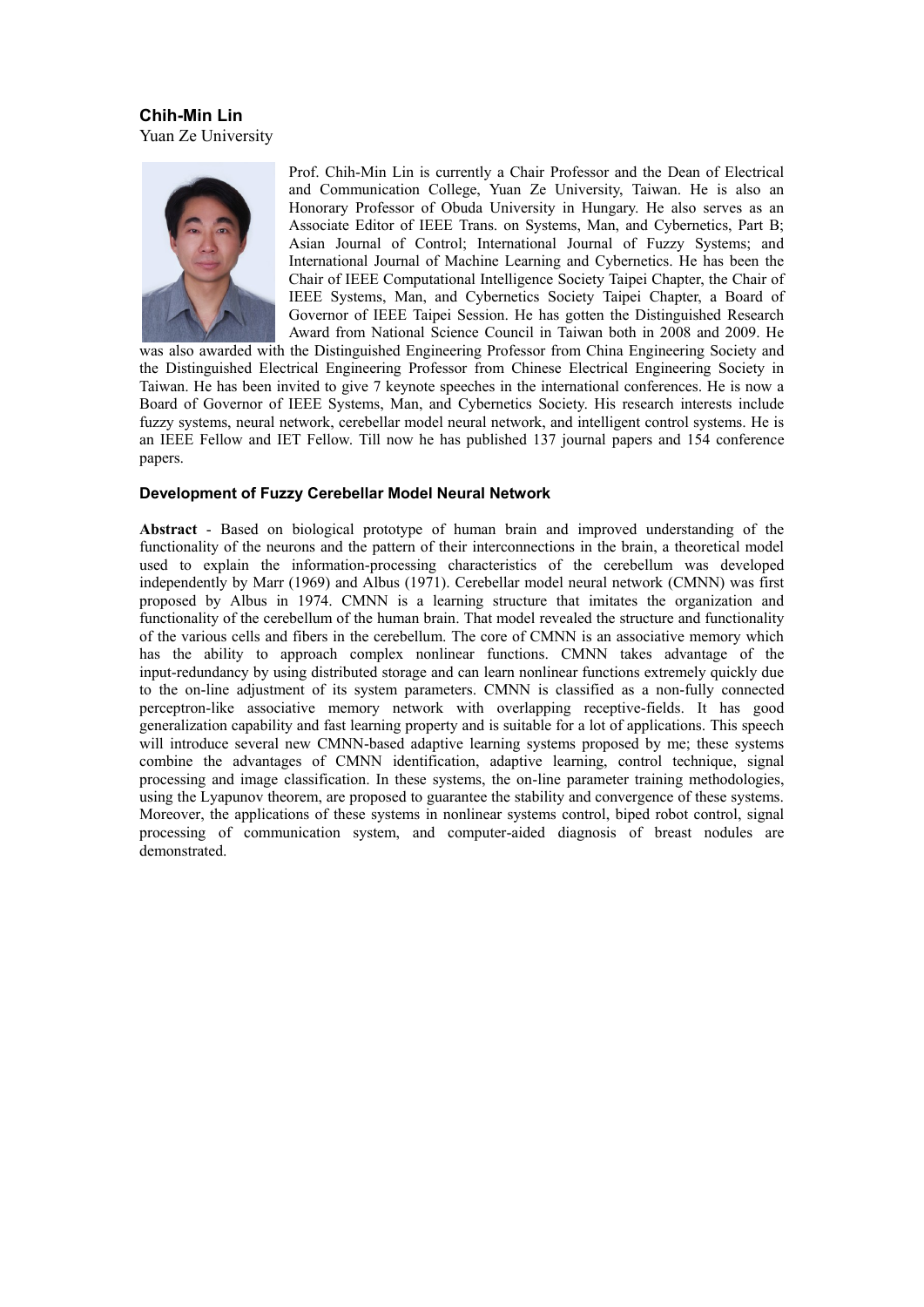### Chih-Min Lin

Yuan Ze University

Prof. Chih-Min Lin is currently a Chair Professor and the Dean of Electrical and Communication College, Yuan Ze University, Taiwan. He is also an Honorary Professor of Obuda University in Hungary. He also serves as an Associate Editor of IEEE Trans. on Systems, Man, and Cybernetics, Part B; Asian Journal of Control; International Journal of Fuzzy Systems; and International Journal of Machine Learning and Cybernetics. He has been the Chair of IEEE Computational Intelligence Society Taipei Chapter, the Chair of IEEE Systems, Man, and Cybernetics Society Taipei Chapter, a Board of Governor of IEEE Taipei Session. He has gotten the Distinguished Research Award from National Science Council in Taiwan both in 2008 and 2009. He was also awarded with the Distinguished Engineering Professor from China Engineering Society and the Distinguished Electrical Engineering Professor from Chinese Electrical Engineering Society in Taiwan. He has been invited to give 7 keynote speeches in the international conferences. He is now a Board of Governor of IEEE Systems, Man, and Cybernetics Society. His research interests include fuzzy systems, neural network, cerebellar model neural network, and intelligent control systems. He is an IEEE Fellow and IET Fellow. Till now he has published 137 journal papers and 154 conference papers.

#### Development of Fuzzy Cerebellar Model Neural Network

**Abstract** - Based on biological prototype of human brain and improved understanding of the functionality of the neurons and the pattern of their interconnections in the brain, a theoretical model used to explain the information-processing characteristics of the cerebellum was developed independently by Marr (1969) and Albus (1971). Cerebellar model neural network (CMNN) was first proposed by Albus in 1974. CMNN is a learning structure that imitates the organization and functionality of the cerebellum of the human brain. That model revealed the structure and functionality of the various cells and fibers in the cerebellum. The core of CMNN is an associative memory which has the ability to approach complex nonlinear functions. CMNN takes advantage of the input-redundancy by using distributed storage and can learn nonlinear functions extremely quickly due to the on-line adjustment of its system parameters. CMNN is classified as a non-fully connected perceptron-like associative memory network with overlapping receptive-fields. It has good generalization capability and fast learning property and is suitable for a lot of applications. This speech will introduce several new CMNN-based adaptive learning systems proposed by me; these systems combine the advantages of CMNN identification, adaptive learning, control technique, signal processing and image classification. In these systems, the on-line parameter training methodologies, using the Lyapunov theorem, are proposed to guarantee the stability and convergence of these systems. Moreover, the applications of these systems in nonlinear systems control, biped robot control, signal processing of communication system, and computer-aided diagnosis of breast nodules are demonstrated.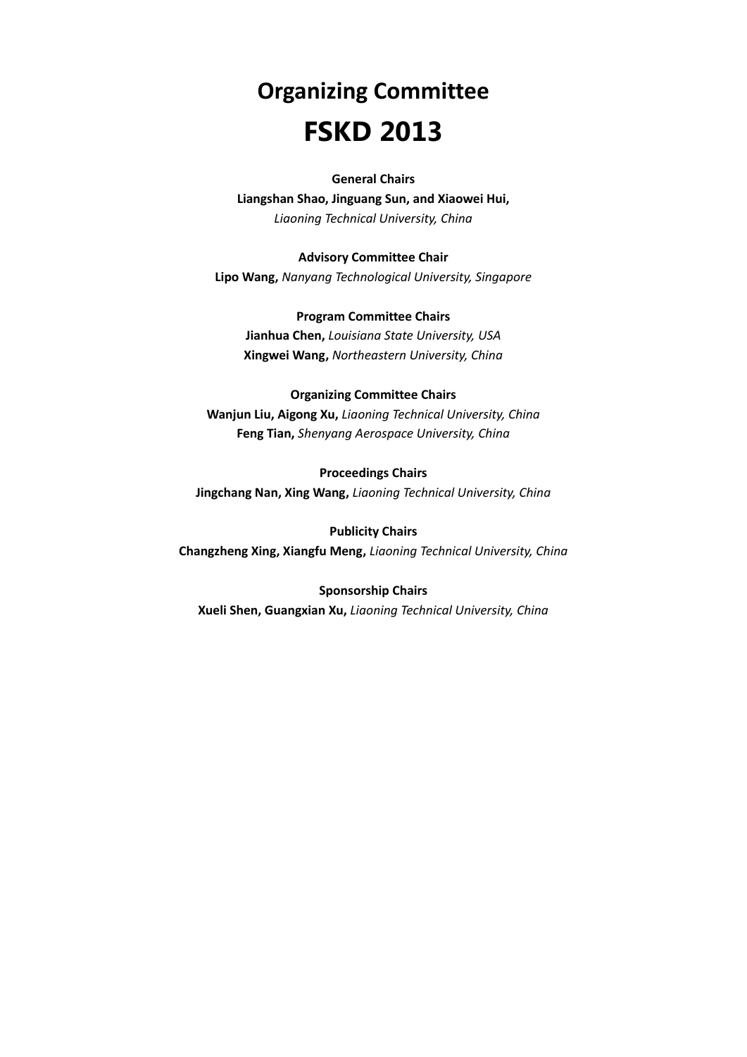# Organizing Committee

# FSKD 2013

**General Chairs**

**Liangshan Shao, Jinguang Sun, and Xiaowei Hui,**
*Liaoning Technical University, China*

**Advisory Committee Chair**

**Lipo Wang,** *Nanyang Technological University, Singapore*

**Program Committee Chairs**

**Jianhua Chen,** *Louisiana State University, USA*
**Xingwei Wang,** *Northeastern University, China*

**Organizing Committee Chairs**

**Wanjun Liu, Aigong Xu,** *Liaoning Technical University, China*
**Feng Tian,** *Shenyang Aerospace University, China*

**Proceedings Chairs**

**Jingchang Nan, Xing Wang,** *Liaoning Technical University, China*

**Publicity Chairs**

**Changzheng Xing, Xiangfu Meng,** *Liaoning Technical University, China*

**Sponsorship Chairs**

**Xueli Shen, Guangxian Xu,** *Liaoning Technical University, China*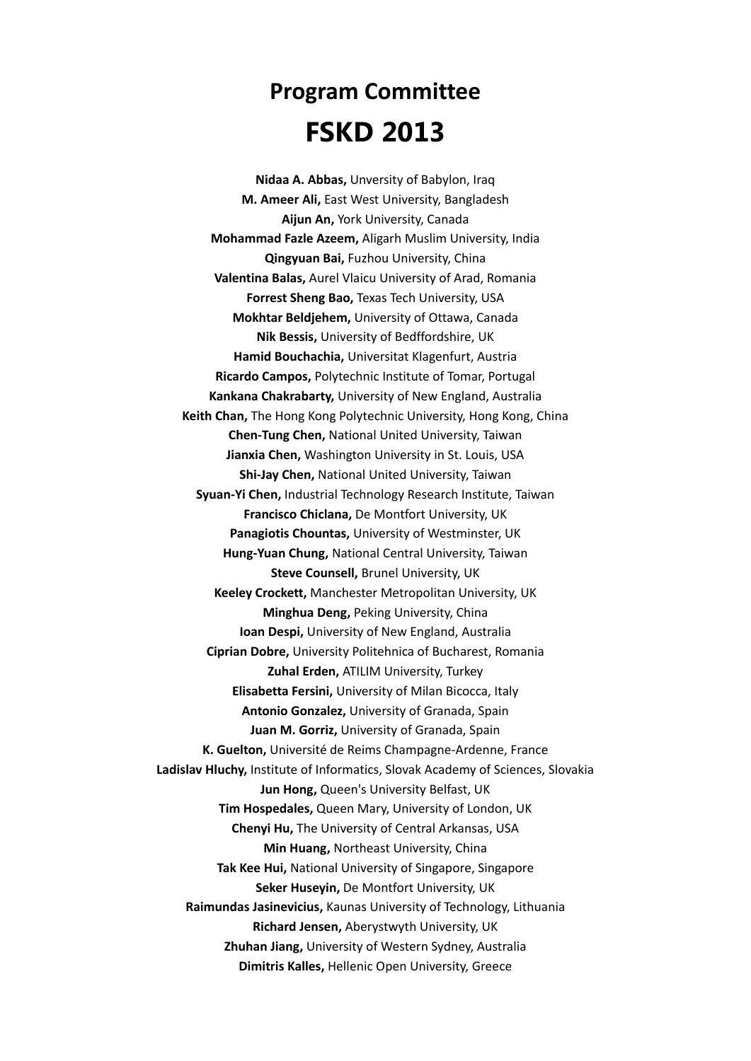# Program Committee

# FSKD 2013

**Nidaa A. Abbas,** Unversity of Babylon, Iraq
**M. Ameer Ali,** East West University, Bangladesh
**Aijun An,** York University, Canada
**Mohammad Fazle Azeem,** Aligarh Muslim University, India
**Qingyuan Bai,** Fuzhou University, China
**Valentina Balas,** Aurel Vlaicu University of Arad, Romania
**Forrest Sheng Bao,** Texas Tech University, USA
**Mokhtar Beldjehem,** University of Ottawa, Canada
**Nik Bessis,** University of Bedffordshire, UK
**Hamid Bouchachia,** Universitat Klagenfurt, Austria
**Ricardo Campos,** Polytechnic Institute of Tomar, Portugal
**Kankana Chakrabarty,** University of New England, Australia
**Keith Chan,** The Hong Kong Polytechnic University, Hong Kong, China
**Chen-Tung Chen,** National United University, Taiwan
**Jianxia Chen,** Washington University in St. Louis, USA
**Shi-Jay Chen,** National United University, Taiwan
**Syuan-Yi Chen,** Industrial Technology Research Institute, Taiwan
**Francisco Chiclana,** De Montfort University, UK
**Panagiotis Chountas,** University of Westminster, UK
**Hung-Yuan Chung,** National Central University, Taiwan
**Steve Counsell,** Brunel University, UK
**Keeley Crockett,** Manchester Metropolitan University, UK
**Minghua Deng,** Peking University, China
**Ioan Despi,** University of New England, Australia
**Ciprian Dobre,** University Politehnica of Bucharest, Romania
**Zuhal Erden,** ATILIM University, Turkey
**Elisabetta Fersini,** University of Milan Bicocca, Italy
**Antonio Gonzalez,** University of Granada, Spain
**Juan M. Gorriz,** University of Granada, Spain
**K. Guelton,** Université de Reims Champagne-Ardenne, France
**Ladislav Hluchy,** Institute of Informatics, Slovak Academy of Sciences, Slovakia
**Jun Hong,** Queen's University Belfast, UK
**Tim Hospedales,** Queen Mary, University of London, UK
**Chenyi Hu,** The University of Central Arkansas, USA
**Min Huang,** Northeast University, China
**Tak Kee Hui,** National University of Singapore, Singapore
**Seker Huseyin,** De Montfort University, UK
**Raimundas Jasinevicius,** Kaunas University of Technology, Lithuania
**Richard Jensen,** Aberystwyth University, UK
**Zhuhan Jiang,** University of Western Sydney, Australia
**Dimitris Kalles,** Hellenic Open University, Greece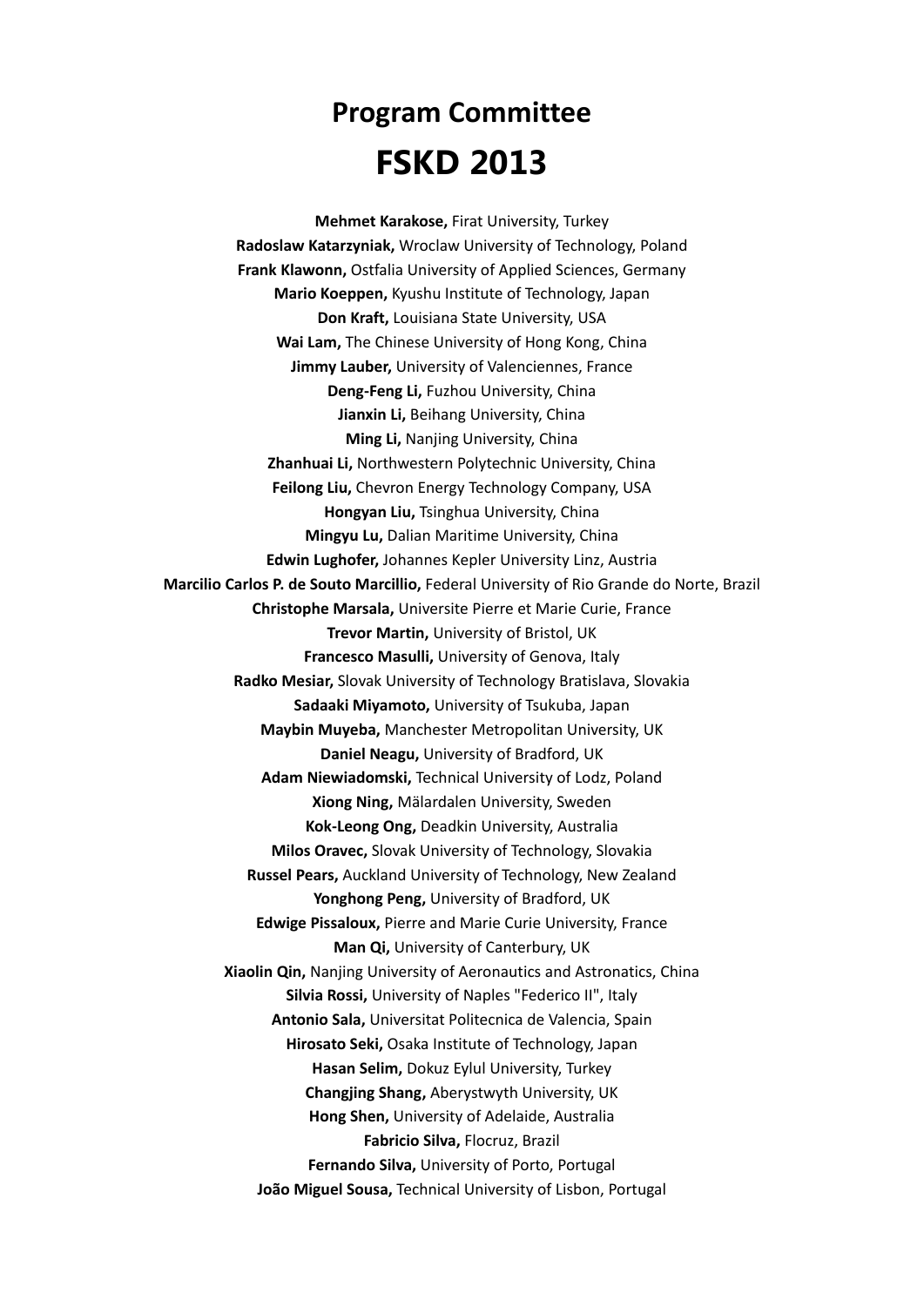# Program Committee

# FSKD 2013

**Mehmet Karakose,** Firat University, Turkey
**Radoslaw Katarzyniak,** Wroclaw University of Technology, Poland
**Frank Klawonn,** Ostfalia University of Applied Sciences, Germany
**Mario Koeppen,** Kyushu Institute of Technology, Japan
**Don Kraft,** Louisiana State University, USA
**Wai Lam,** The Chinese University of Hong Kong, China
**Jimmy Lauber,** University of Valenciennes, France
**Deng-Feng Li,** Fuzhou University, China
**Jianxin Li,** Beihang University, China
**Ming Li,** Nanjing University, China
**Zhanhuai Li,** Northwestern Polytechnic University, China
**Feilong Liu,** Chevron Energy Technology Company, USA
**Hongyan Liu,** Tsinghua University, China
**Mingyu Lu,** Dalian Maritime University, China
**Edwin Lughofer,** Johannes Kepler University Linz, Austria
**Marcilio Carlos P. de Souto Marcillio,** Federal University of Rio Grande do Norte, Brazil
**Christophe Marsala,** Universite Pierre et Marie Curie, France
**Trevor Martin,** University of Bristol, UK
**Francesco Masulli,** University of Genova, Italy
**Radko Mesiar,** Slovak University of Technology Bratislava, Slovakia
**Sadaaki Miyamoto,** University of Tsukuba, Japan
**Maybin Muyeba,** Manchester Metropolitan University, UK
**Daniel Neagu,** University of Bradford, UK
**Adam Niewiadomski,** Technical University of Lodz, Poland
**Xiong Ning,** Mälardalen University, Sweden
**Kok-Leong Ong,** Deadkin University, Australia
**Milos Oravec,** Slovak University of Technology, Slovakia
**Russel Pears,** Auckland University of Technology, New Zealand
**Yonghong Peng,** University of Bradford, UK
**Edwige Pissaloux,** Pierre and Marie Curie University, France
**Man Qi,** University of Canterbury, UK
**Xiaolin Qin,** Nanjing University of Aeronautics and Astronatics, China
**Silvia Rossi,** University of Naples "Federico II", Italy
**Antonio Sala,** Universitat Politecnica de Valencia, Spain
**Hirosato Seki,** Osaka Institute of Technology, Japan
**Hasan Selim,** Dokuz Eylul University, Turkey
**Changjing Shang,** Aberystwyth University, UK
**Hong Shen,** University of Adelaide, Australia
**Fabricio Silva,** Flocruz, Brazil
**Fernando Silva,** University of Porto, Portugal
**João Miguel Sousa,** Technical University of Lisbon, Portugal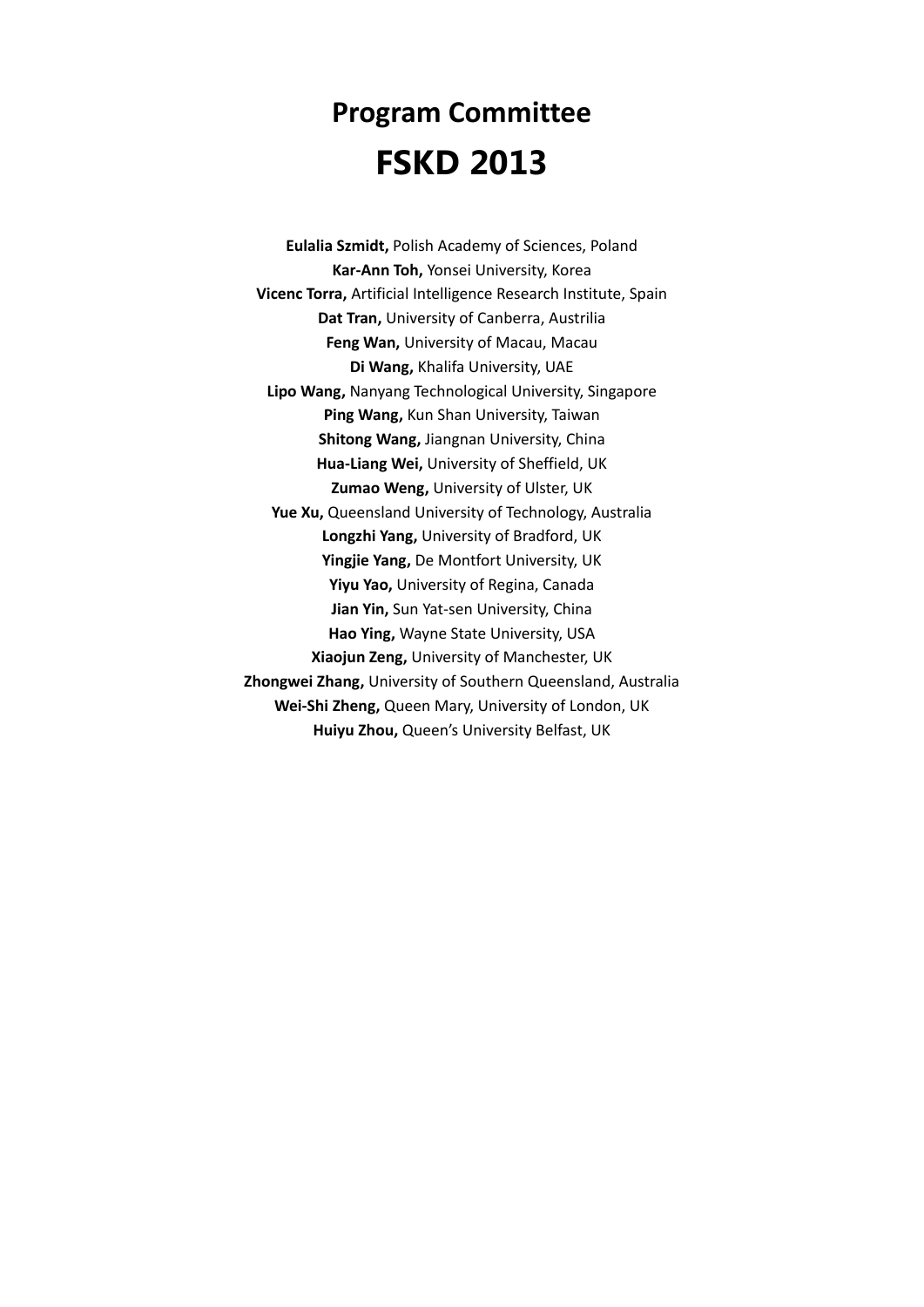# Program Committee

# FSKD 2013

**Eulalia Szmidt,** Polish Academy of Sciences, Poland
**Kar-Ann Toh,** Yonsei University, Korea
**Vicenc Torra,** Artificial Intelligence Research Institute, Spain
**Dat Tran,** University of Canberra, Austrilia
**Feng Wan,** University of Macau, Macau
**Di Wang,** Khalifa University, UAE
**Lipo Wang,** Nanyang Technological University, Singapore
**Ping Wang,** Kun Shan University, Taiwan
**Shitong Wang,** Jiangnan University, China
**Hua-Liang Wei,** University of Sheffield, UK
**Zumao Weng,** University of Ulster, UK
**Yue Xu,** Queensland University of Technology, Australia
**Longzhi Yang,** University of Bradford, UK
**Yingjie Yang,** De Montfort University, UK
**Yiyu Yao,** University of Regina, Canada
**Jian Yin,** Sun Yat-sen University, China
**Hao Ying,** Wayne State University, USA
**Xiaojun Zeng,** University of Manchester, UK
**Zhongwei Zhang,** University of Southern Queensland, Australia
**Wei-Shi Zheng,** Queen Mary, University of London, UK
**Huiyu Zhou,** Queen's University Belfast, UK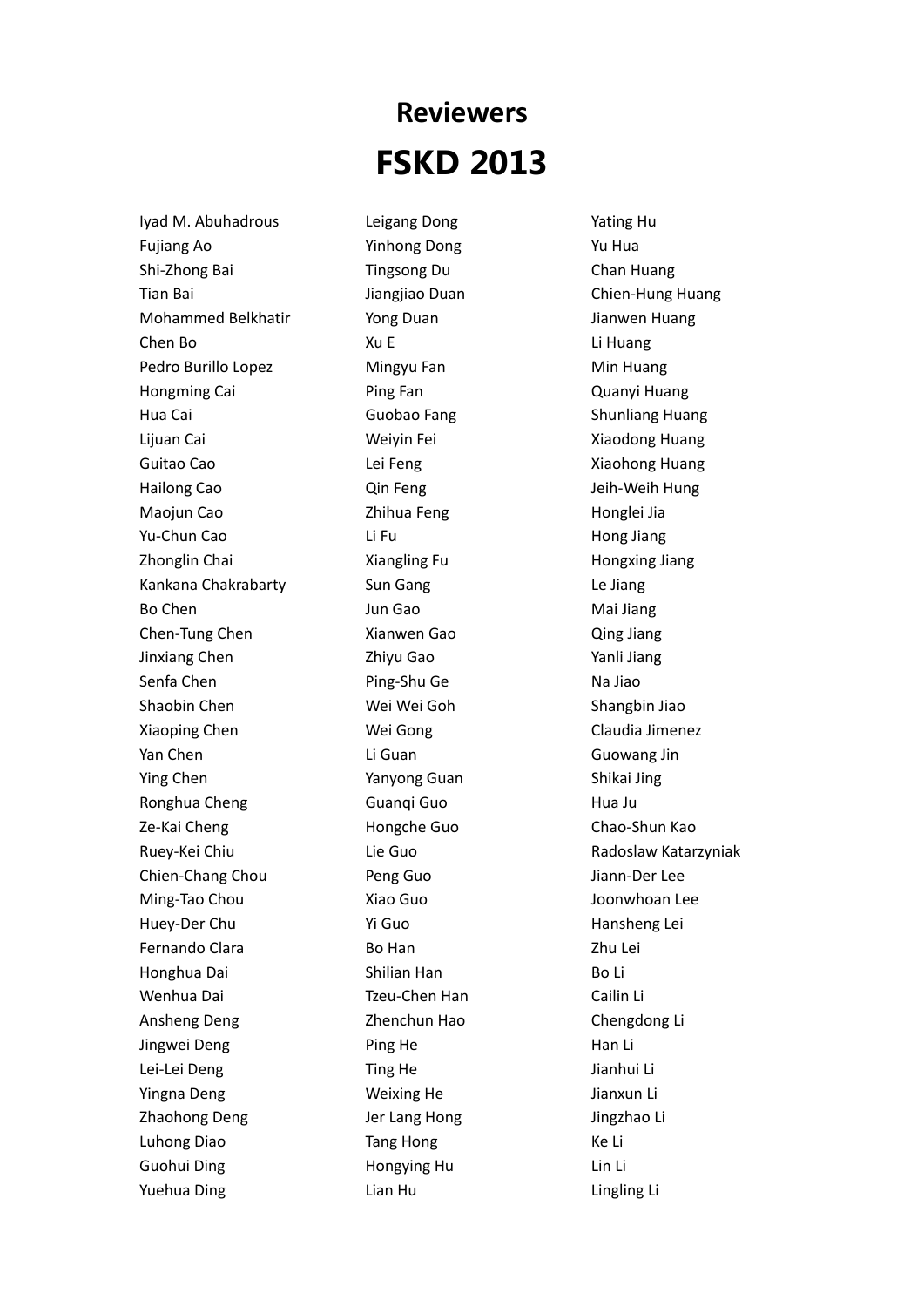# Reviewers

# FSKD 2013

Iyad M. Abuhadrous
Fujiang Ao
Shi-Zhong Bai
Tian Bai
Mohammed Belkhatir
Chen Bo
Pedro Burillo Lopez
Hongming Cai
Hua Cai
Lijuan Cai
Guitao Cao
Hailong Cao
Maojun Cao
Yu-Chun Cao
Zhonglin Chai
Kankana Chakrabarty
Bo Chen
Chen-Tung Chen
Jinxiang Chen
Senfa Chen
Shaobin Chen
Xiaoping Chen
Yan Chen
Ying Chen
Ronghua Cheng
Ze-Kai Cheng
Ruey-Kei Chiu
Chien-Chang Chou
Ming-Tao Chou
Huey-Der Chu
Fernando Clara
Honghua Dai
Wenhua Dai
Ansheng Deng
Jingwei Deng
Lei-Lei Deng
Yingna Deng
Zhaohong Deng
Luhong Diao
Guohui Ding
Yuehua Ding
Leigang Dong
Yinhong Dong
Tingsong Du
Jiangjiao Duan
Yong Duan
Xu E
Mingyu Fan
Ping Fan
Guobao Fang
Weiyin Fei
Lei Feng
Qin Feng
Zhihua Feng
Li Fu
Xiangling Fu
Sun Gang
Jun Gao
Xianwen Gao
Zhiyu Gao
Ping-Shu Ge
Wei Wei Goh
Wei Gong
Li Guan
Yanyong Guan
Guanqi Guo
Hongche Guo
Lie Guo
Peng Guo
Xiao Guo
Yi Guo
Bo Han
Shilian Han
Tzeu-Chen Han
Zhenchun Hao
Ping He
Ting He
Weixing He
Jer Lang Hong
Tang Hong
Hongying Hu
Lian Hu
Yating Hu
Yu Hua
Chan Huang
Chien-Hung Huang
Jianwen Huang
Li Huang
Min Huang
Quanyi Huang
Shunliang Huang
Xiaodong Huang
Xiaohong Huang
Jeih-Weih Hung
Honglei Jia
Hong Jiang
Hongxing Jiang
Le Jiang
Mai Jiang
Qing Jiang
Yanli Jiang
Na Jiao
Shangbin Jiao
Claudia Jimenez
Guowang Jin
Shikai Jing
Hua Ju
Chao-Shun Kao
Radoslaw Katarzyniak
Jiann-Der Lee
Joonwhoan Lee
Hansheng Lei
Zhu Lei
Bo Li
Cailin Li
Chengdong Li
Han Li
Jianhui Li
Jianxun Li
Jingzhao Li
Ke Li
Lin Li
Lingling Li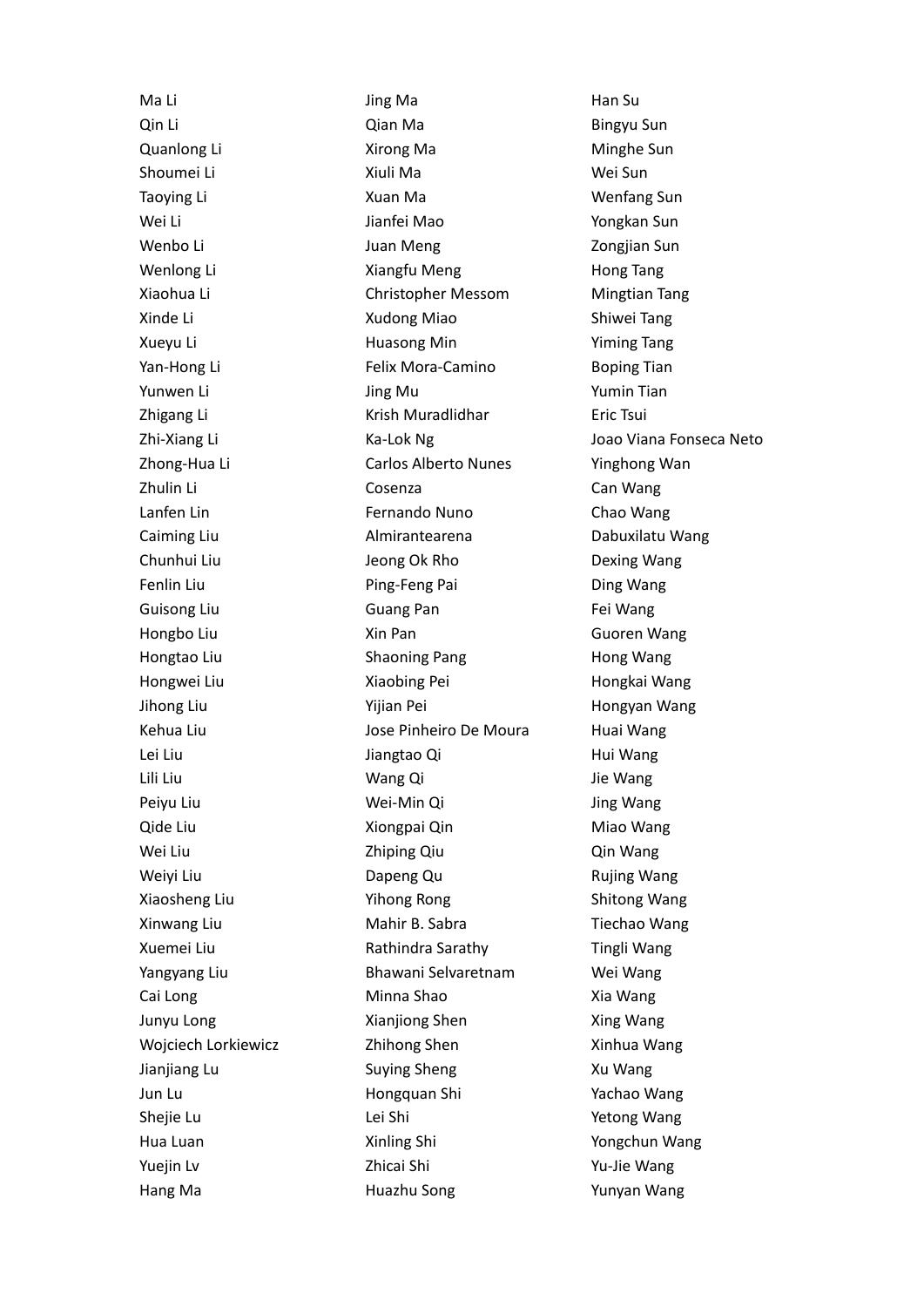Ma Li
Qin Li
Quanlong Li
Shoumei Li
Taoying Li
Wei Li
Wenbo Li
Wenlong Li
Xiaohua Li
Xinde Li
Xueyu Li
Yan-Hong Li
Yunwen Li
Zhigang Li
Zhi-Xiang Li
Zhong-Hua Li
Zhulin Li
Lanfen Lin
Caiming Liu
Chunhui Liu
Fenlin Liu
Guisong Liu
Hongbo Liu
Hongtao Liu
Hongwei Liu
Jihong Liu
Kehua Liu
Lei Liu
Lili Liu
Peiyu Liu
Qide Liu
Wei Liu
Weiyi Liu
Xiaosheng Liu
Xinwang Liu
Xuemei Liu
Yangyang Liu
Cai Long
Junyu Long
Wojciech Lorkiewicz
Jianjiang Lu
Jun Lu
Shejie Lu
Hua Luan
Yuejin Lv
Hang Ma

Jing Ma
Qian Ma
Xirong Ma
Xiuli Ma
Xuan Ma
Jianfei Mao
Juan Meng
Xiangfu Meng
Christopher Messom
Xudong Miao
Huasong Min
Felix Mora-Camino
Jing Mu
Krish Muradlidhar
Ka-Lok Ng
Carlos Alberto Nunes
Cosenza
Fernando Nuno
Almirantearena
Jeong Ok Rho
Ping-Feng Pai
Guang Pan
Xin Pan
Shaoning Pang
Xiaobing Pei
Yijian Pei
Jose Pinheiro De Moura
Jiangtao Qi
Wang Qi
Wei-Min Qi
Xiongpai Qin
Zhiping Qiu
Dapeng Qu
Yihong Rong
Mahir B. Sabra
Rathindra Sarathy
Bhawani Selvaretnam
Minna Shao
Xianjiong Shen
Zhihong Shen
Suying Sheng
Hongquan Shi
Lei Shi
Xinling Shi
Zhicai Shi
Huazhu Song

Han Su
Bingyu Sun
Minghe Sun
Wei Sun
Wenfang Sun
Yongkan Sun
Zongjian Sun
Hong Tang
Mingtian Tang
Shiwei Tang
Yiming Tang
Boping Tian
Yumin Tian
Eric Tsui
Joao Viana Fonseca Neto
Yinghong Wan
Can Wang
Chao Wang
Dabuxilatu Wang
Dexing Wang
Ding Wang
Fei Wang
Guoren Wang
Hong Wang
Hongkai Wang
Hongyan Wang
Huai Wang
Hui Wang
Jie Wang
Jing Wang
Miao Wang
Qin Wang
Rujing Wang
Shitong Wang
Tiechao Wang
Tingli Wang
Wei Wang
Xia Wang
Xing Wang
Xinhua Wang
Xu Wang
Yachao Wang
Yetong Wang
Yongchun Wang
Yu-Jie Wang
Yunyan Wang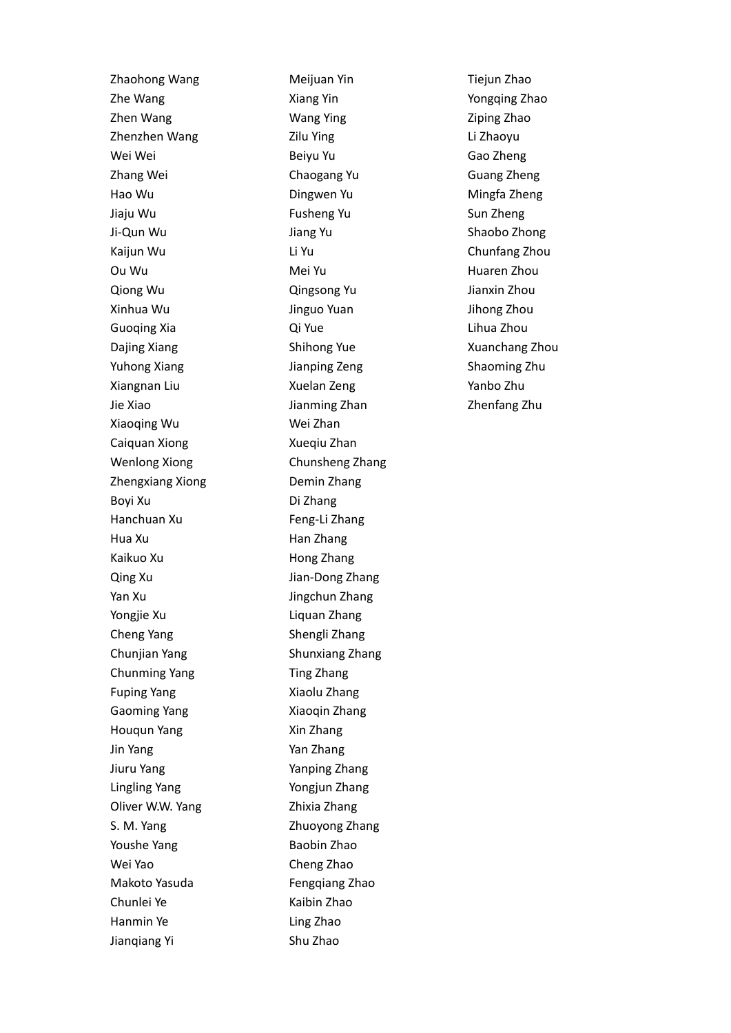Zhaohong Wang
Zhe Wang
Zhen Wang
Zhenzhen Wang
Wei Wei
Zhang Wei
Hao Wu
Jiaju Wu
Ji-Qun Wu
Kaijun Wu
Ou Wu
Qiong Wu
Xinhua Wu
Guoqing Xia
Dajing Xiang
Yuhong Xiang
Xiangnan Liu
Jie Xiao
Xiaoqing Wu
Caiquan Xiong
Wenlong Xiong
Zhengxiang Xiong
Boyi Xu
Hanchuan Xu
Hua Xu
Kaikuo Xu
Qing Xu
Yan Xu
Yongjie Xu
Cheng Yang
Chunjian Yang
Chunming Yang
Fuping Yang
Gaoming Yang
Houqun Yang
Jin Yang
Jiuru Yang
Lingling Yang
Oliver W.W. Yang
S. M. Yang
Youshe Yang
Wei Yao
Makoto Yasuda
Chunlei Ye
Hanmin Ye
Jianqiang Yi
Meijuan Yin
Xiang Yin
Wang Ying
Zilu Ying
Beiyu Yu
Chaogang Yu
Dingwen Yu
Fusheng Yu
Jiang Yu
Li Yu
Mei Yu
Qingsong Yu
Jinguo Yuan
Qi Yue
Shihong Yue
Jianping Zeng
Xuelan Zeng
Jianming Zhan
Wei Zhan
Xueqiu Zhan
Chunsheng Zhang
Demin Zhang
Di Zhang
Feng-Li Zhang
Han Zhang
Hong Zhang
Jian-Dong Zhang
Jingchun Zhang
Liquan Zhang
Shengli Zhang
Shunxiang Zhang
Ting Zhang
Xiaolu Zhang
Xiaoqin Zhang
Xin Zhang
Yan Zhang
Yanping Zhang
Yongjun Zhang
Zhixia Zhang
Zhuoyong Zhang
Baobin Zhao
Cheng Zhao
Fengqiang Zhao
Kaibin Zhao
Ling Zhao
Shu Zhao
Tiejun Zhao
Yongqing Zhao
Ziping Zhao
Li Zhaoyu
Gao Zheng
Guang Zheng
Mingfa Zheng
Sun Zheng
Shaobo Zhong
Chunfang Zhou
Huaren Zhou
Jianxin Zhou
Jihong Zhou
Lihua Zhou
Xuanchang Zhou
Shaoming Zhu
Yanbo Zhu
Zhenfang Zhu